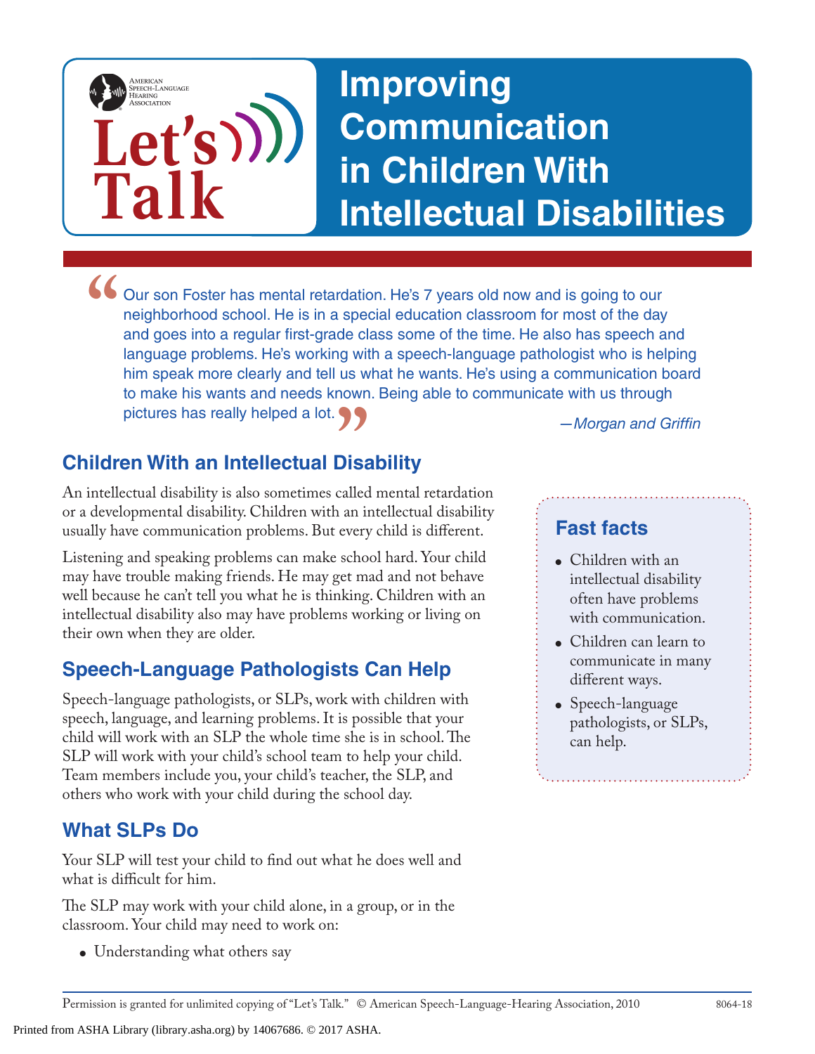American Speech-Language Hearing Association

# Let's Talk

# Improving Communication in Children With Intellectual Disabilities

> "Our son Foster has mental retardation. He's 7 years old now and is going to our neighborhood school. He is in a special education classroom for most of the day and goes into a regular first-grade class some of the time. He also has speech and language problems. He's working with a speech-language pathologist who is helping him speak more clearly and tell us what he wants. He's using a communication board to make his wants and needs known. Being able to communicate with us through pictures has really helped a lot."
>
> *—Morgan and Griffin*

## Children With an Intellectual Disability

An intellectual disability is also sometimes called mental retardation or a developmental disability. Children with an intellectual disability usually have communication problems. But every child is different.

Listening and speaking problems can make school hard. Your child may have trouble making friends. He may get mad and not behave well because he can't tell you what he is thinking. Children with an intellectual disability also may have problems working or living on their own when they are older.

## Speech-Language Pathologists Can Help

Speech-language pathologists, or SLPs, work with children with speech, language, and learning problems. It is possible that your child will work with an SLP the whole time she is in school. The SLP will work with your child's school team to help your child. Team members include you, your child's teacher, the SLP, and others who work with your child during the school day.

## What SLPs Do

Your SLP will test your child to find out what he does well and what is difficult for him.

The SLP may work with your child alone, in a group, or in the classroom. Your child may need to work on:

- Understanding what others say

### Fast facts

- Children with an intellectual disability often have problems with communication.
- Children can learn to communicate in many different ways.
- Speech-language pathologists, or SLPs, can help.

Permission is granted for unlimited copying of "Let's Talk." © American Speech-Language-Hearing Association, 2010 8064-18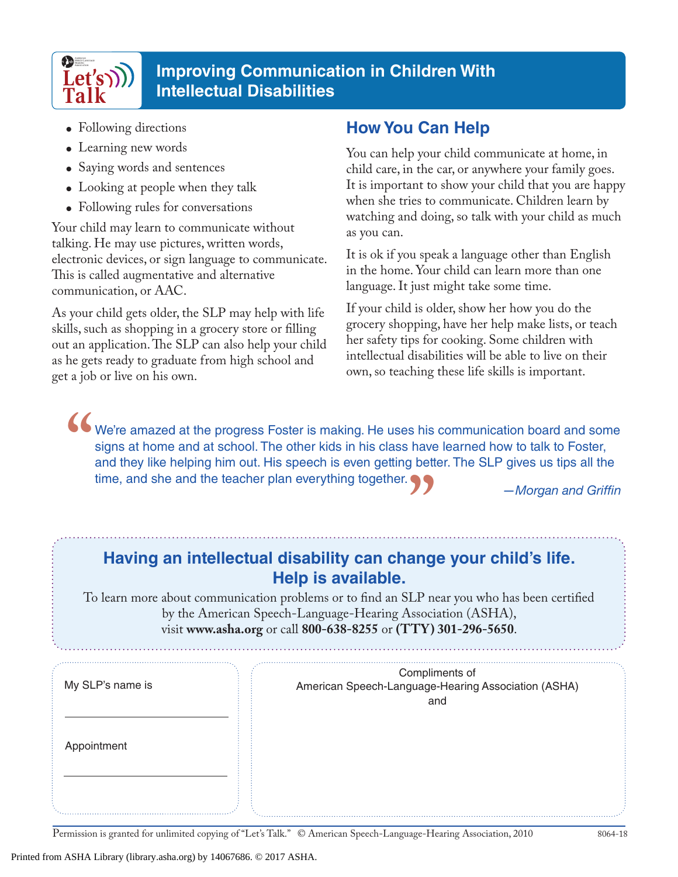# Improving Communication in Children With Intellectual Disabilities

- Following directions
- Learning new words
- Saying words and sentences
- Looking at people when they talk
- Following rules for conversations

Your child may learn to communicate without talking. He may use pictures, written words, electronic devices, or sign language to communicate. This is called augmentative and alternative communication, or AAC.

As your child gets older, the SLP may help with life skills, such as shopping in a grocery store or filling out an application. The SLP can also help your child as he gets ready to graduate from high school and get a job or live on his own.

## How You Can Help

You can help your child communicate at home, in child care, in the car, or anywhere your family goes. It is important to show your child that you are happy when she tries to communicate. Children learn by watching and doing, so talk with your child as much as you can.

It is ok if you speak a language other than English in the home. Your child can learn more than one language. It just might take some time.

If your child is older, show her how you do the grocery shopping, have her help make lists, or teach her safety tips for cooking. Some children with intellectual disabilities will be able to live on their own, so teaching these life skills is important.

> "We're amazed at the progress Foster is making. He uses his communication board and some signs at home and at school. The other kids in his class have learned how to talk to Foster, and they like helping him out. His speech is even getting better. The SLP gives us tips all the time, and she and the teacher plan everything together."
>
> *—Morgan and Griffin*

**Having an intellectual disability can change your child's life. Help is available.**

To learn more about communication problems or to find an SLP near you who has been certified by the American Speech-Language-Hearing Association (ASHA), visit **www.asha.org** or call **800-638-8255** or **(TTY) 301-296-5650**.

My SLP's name is

______________________

Appointment

______________________

Compliments of
American Speech-Language-Hearing Association (ASHA)
and

Permission is granted for unlimited copying of "Let's Talk." © American Speech-Language-Hearing Association, 2010 8064-18

Printed from ASHA Library (library.asha.org) by 14067686. © 2017 ASHA.